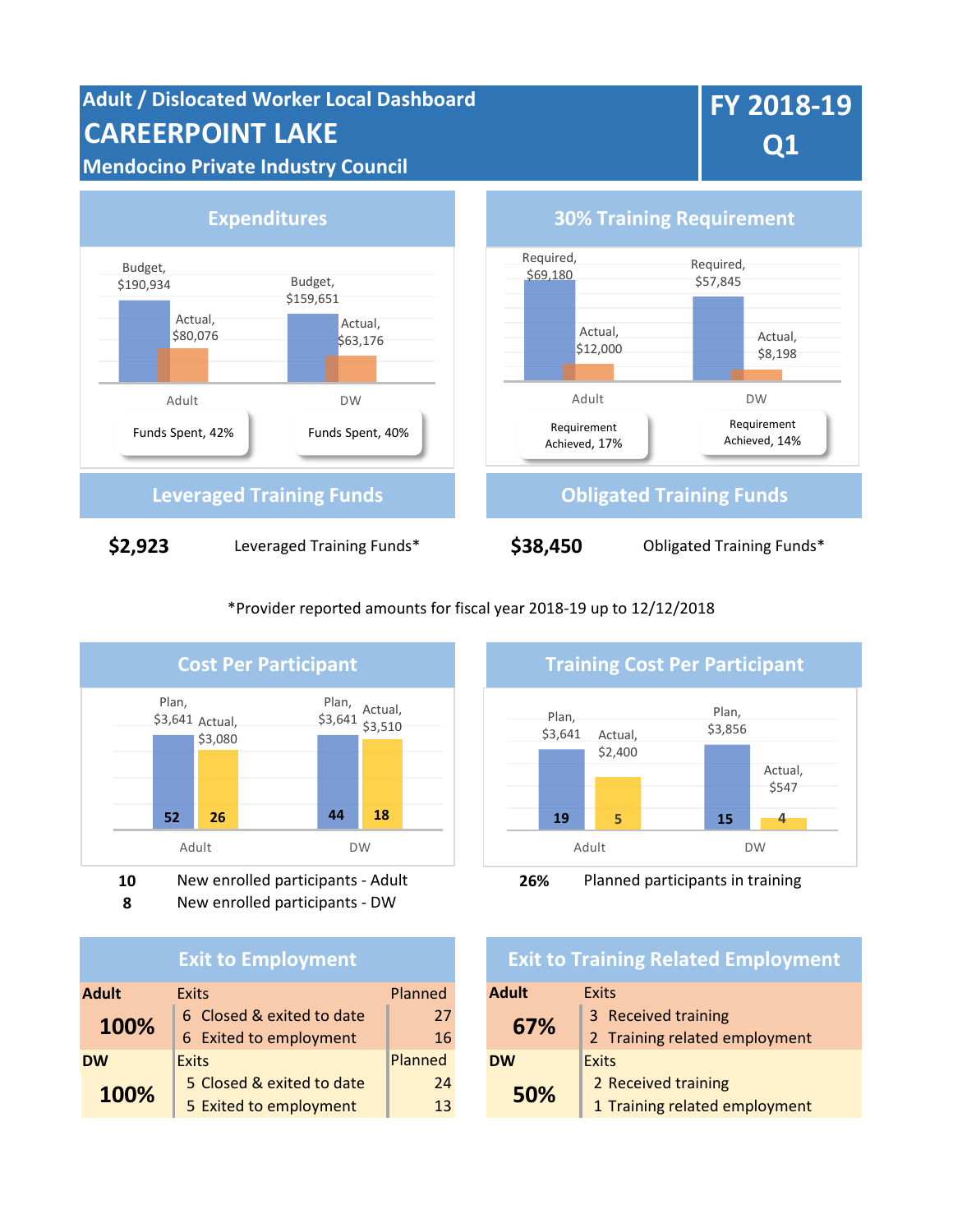# Adult / Dislocated Worker Local Dashboard

# CAREERPOINT LAKE

## Mendocino Private Industry Council

**FY 2018-19 Q1**

## Expenditures

| | Budget | Actual |
|---|---|---|
| Adult | $190,934 | $80,076 |
| DW | $159,651 | $63,176 |

Adult: Funds Spent, 42%

DW: Funds Spent, 40%

## 30% Training Requirement

| | Required | Actual |
|---|---|---|
| Adult | $69,180 | $12,000 |
| DW | $57,845 | $8,198 |

Adult: Requirement Achieved, 17%

DW: Requirement Achieved, 14%

## Leveraged Training Funds

**$2,923** Leveraged Training Funds*

## Obligated Training Funds

**$38,450** Obligated Training Funds*

*Provider reported amounts for fiscal year 2018-19 up to 12/12/2018

## Cost Per Participant

| | Plan | Actual |
|---|---|---|
| Adult | $3,641 (52) | $3,080 (26) |
| DW | $3,641 (44) | $3,510 (18) |

**10** New enrolled participants - Adult

**8** New enrolled participants - DW

## Training Cost Per Participant

| | Plan | Actual |
|---|---|---|
| Adult | $3,641 (19) | $2,400 (5) |
| DW | $3,856 (15) | $547 (4) |

**26%** Planned participants in training

## Exit to Employment

| Adult | Exits | Planned |
|---|---|---|
| **100%** | 6 Closed & exited to date | 27 |
| | 6 Exited to employment | 16 |
| **DW** | **Exits** | **Planned** |
| **100%** | 5 Closed & exited to date | 24 |
| | 5 Exited to employment | 13 |

## Exit to Training Related Employment

| Adult | Exits |
|---|---|
| **67%** | 3 Received training |
| | 2 Training related employment |
| **DW** | **Exits** |
| **50%** | 2 Received training |
| | 1 Training related employment |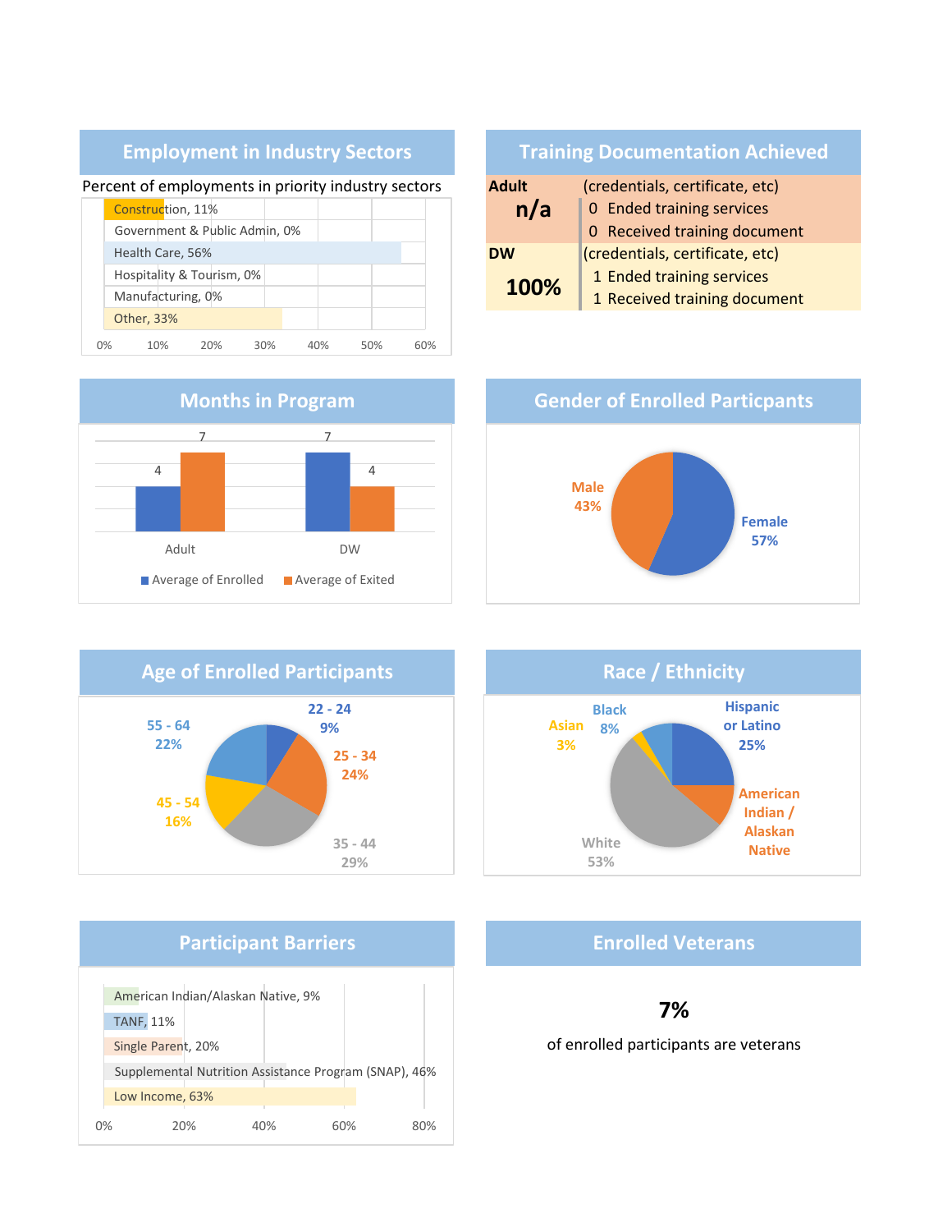## Employment in Industry Sectors

Percent of employments in priority industry sectors

Construction, 11%
Government & Public Admin, 0%
Health Care, 56%
Hospitality & Tourism, 0%
Manufacturing, 0%
Other, 33%

0% 10% 20% 30% 40% 50% 60%

## Training Documentation Achieved

| | |
|---|---|
| **Adult** | (credentials, certificate, etc) |
| **n/a** | 0 Ended training services |
| | 0 Received training document |
| **DW** | (credentials, certificate, etc) |
| **100%** | 1 Ended training services |
| | 1 Received training document |

## Months in Program

4 7 7 4

Adult DW

Average of Enrolled   Average of Exited

## Gender of Enrolled Particpants

Male 43%

Female 57%

## Age of Enrolled Participants

22 - 24 9%

25 - 34 24%

35 - 44 29%

45 - 54 16%

55 - 64 22%

## Race / Ethnicity

Hispanic or Latino 25%

American Indian / Alaskan Native

White 53%

Asian 3%

Black 8%

## Participant Barriers

American Indian/Alaskan Native, 9%
TANF, 11%
Single Parent, 20%
Supplemental Nutrition Assistance Program (SNAP), 46%
Low Income, 63%

0% 20% 40% 60% 80%

## Enrolled Veterans

**7%**

of enrolled participants are veterans